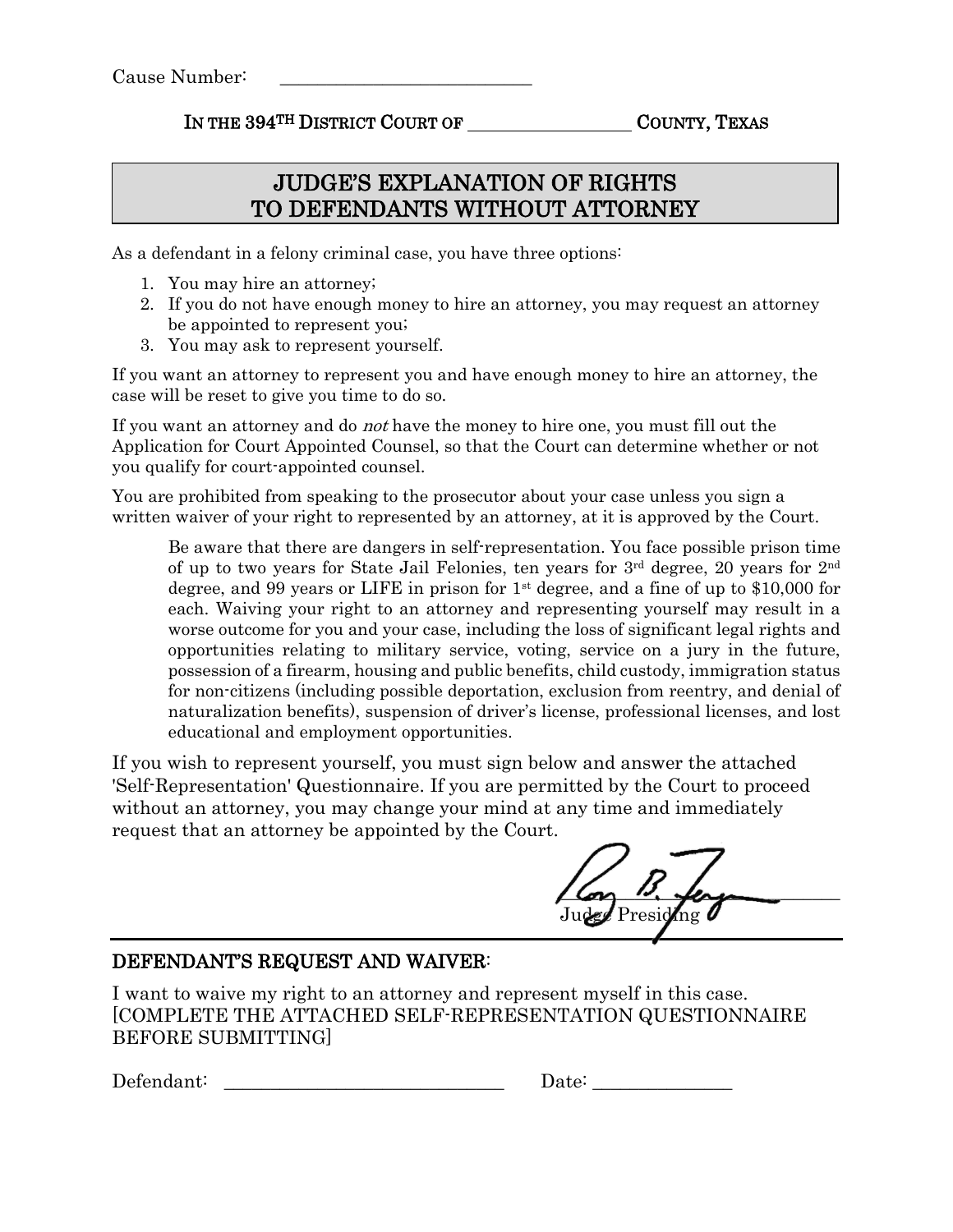Cause Number: ___________________________

IN THE 394TH DISTRICT COURT OF __________________ COUNTY, TEXAS

# JUDGE'S EXPLANATION OF RIGHTS TO DEFENDANTS WITHOUT ATTORNEY

As a defendant in a felony criminal case, you have three options:

1. You may hire an attorney;
2. If you do not have enough money to hire an attorney, you may request an attorney be appointed to represent you;
3. You may ask to represent yourself.

If you want an attorney to represent you and have enough money to hire an attorney, the case will be reset to give you time to do so.

If you want an attorney and do *not* have the money to hire one, you must fill out the Application for Court Appointed Counsel, so that the Court can determine whether or not you qualify for court-appointed counsel.

You are prohibited from speaking to the prosecutor about your case unless you sign a written waiver of your right to represented by an attorney, at it is approved by the Court.

> Be aware that there are dangers in self-representation. You face possible prison time of up to two years for State Jail Felonies, ten years for 3rd degree, 20 years for 2nd degree, and 99 years or LIFE in prison for 1st degree, and a fine of up to $10,000 for each. Waiving your right to an attorney and representing yourself may result in a worse outcome for you and your case, including the loss of significant legal rights and opportunities relating to military service, voting, service on a jury in the future, possession of a firearm, housing and public benefits, child custody, immigration status for non-citizens (including possible deportation, exclusion from reentry, and denial of naturalization benefits), suspension of driver's license, professional licenses, and lost educational and employment opportunities.

If you wish to represent yourself, you must sign below and answer the attached 'Self-Representation' Questionnaire. If you are permitted by the Court to proceed without an attorney, you may change your mind at any time and immediately request that an attorney be appointed by the Court.

___________________________
Judge Presiding

## DEFENDANT'S REQUEST AND WAIVER:

I want to waive my right to an attorney and represent myself in this case. [COMPLETE THE ATTACHED SELF-REPRESENTATION QUESTIONNAIRE BEFORE SUBMITTING]

Defendant: ______________________________ Date: _______________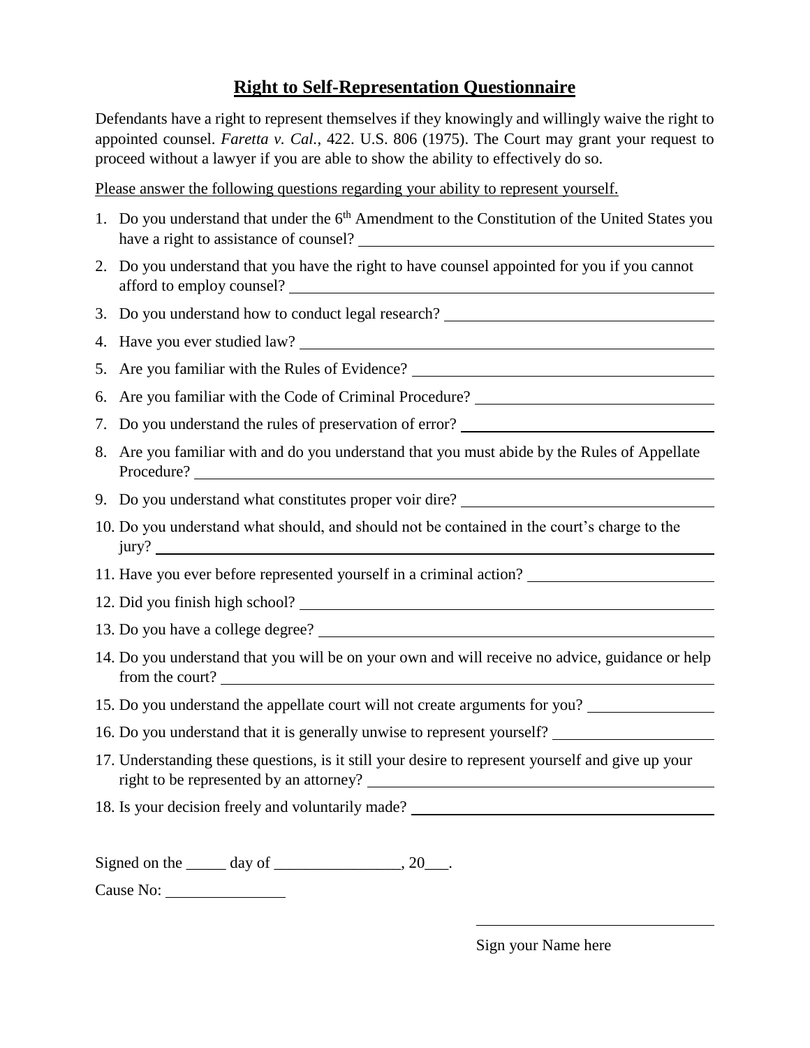# Right to Self-Representation Questionnaire

Defendants have a right to represent themselves if they knowingly and willingly waive the right to appointed counsel. *Faretta v. Cal.*, 422. U.S. 806 (1975). The Court may grant your request to proceed without a lawyer if you are able to show the ability to effectively do so.

Please answer the following questions regarding your ability to represent yourself.

1. Do you understand that under the 6th Amendment to the Constitution of the United States you have a right to assistance of counsel? \_\_\_\_\_\_\_\_\_\_\_\_\_\_\_\_\_\_\_\_
2. Do you understand that you have the right to have counsel appointed for you if you cannot afford to employ counsel? \_\_\_\_\_\_\_\_\_\_\_\_\_\_\_\_\_\_\_\_
3. Do you understand how to conduct legal research? \_\_\_\_\_\_\_\_\_\_\_\_\_\_\_\_\_\_\_\_
4. Have you ever studied law? \_\_\_\_\_\_\_\_\_\_\_\_\_\_\_\_\_\_\_\_
5. Are you familiar with the Rules of Evidence? \_\_\_\_\_\_\_\_\_\_\_\_\_\_\_\_\_\_\_\_
6. Are you familiar with the Code of Criminal Procedure? \_\_\_\_\_\_\_\_\_\_\_\_\_\_\_\_\_\_\_\_
7. Do you understand the rules of preservation of error? \_\_\_\_\_\_\_\_\_\_\_\_\_\_\_\_\_\_\_\_
8. Are you familiar with and do you understand that you must abide by the Rules of Appellate Procedure? \_\_\_\_\_\_\_\_\_\_\_\_\_\_\_\_\_\_\_\_
9. Do you understand what constitutes proper voir dire? \_\_\_\_\_\_\_\_\_\_\_\_\_\_\_\_\_\_\_\_
10. Do you understand what should, and should not be contained in the court's charge to the jury? \_\_\_\_\_\_\_\_\_\_\_\_\_\_\_\_\_\_\_\_
11. Have you ever before represented yourself in a criminal action? \_\_\_\_\_\_\_\_\_\_\_\_\_\_\_\_\_\_\_\_
12. Did you finish high school? \_\_\_\_\_\_\_\_\_\_\_\_\_\_\_\_\_\_\_\_
13. Do you have a college degree? \_\_\_\_\_\_\_\_\_\_\_\_\_\_\_\_\_\_\_\_
14. Do you understand that you will be on your own and will receive no advice, guidance or help from the court? \_\_\_\_\_\_\_\_\_\_\_\_\_\_\_\_\_\_\_\_
15. Do you understand the appellate court will not create arguments for you? \_\_\_\_\_\_\_\_\_\_\_\_\_\_\_\_\_\_\_\_
16. Do you understand that it is generally unwise to represent yourself? \_\_\_\_\_\_\_\_\_\_\_\_\_\_\_\_\_\_\_\_
17. Understanding these questions, is it still your desire to represent yourself and give up your right to be represented by an attorney? \_\_\_\_\_\_\_\_\_\_\_\_\_\_\_\_\_\_\_\_
18. Is your decision freely and voluntarily made? \_\_\_\_\_\_\_\_\_\_\_\_\_\_\_\_\_\_\_\_

Signed on the \_\_\_\_\_ day of \_\_\_\_\_\_\_\_\_\_\_\_\_\_\_\_, 20\_\_\_.

Cause No: \_\_\_\_\_\_\_\_\_\_\_\_\_\_\_

\_\_\_\_\_\_\_\_\_\_\_\_\_\_\_\_\_\_\_\_\_\_\_\_\_\_\_\_\_\_

Sign your Name here